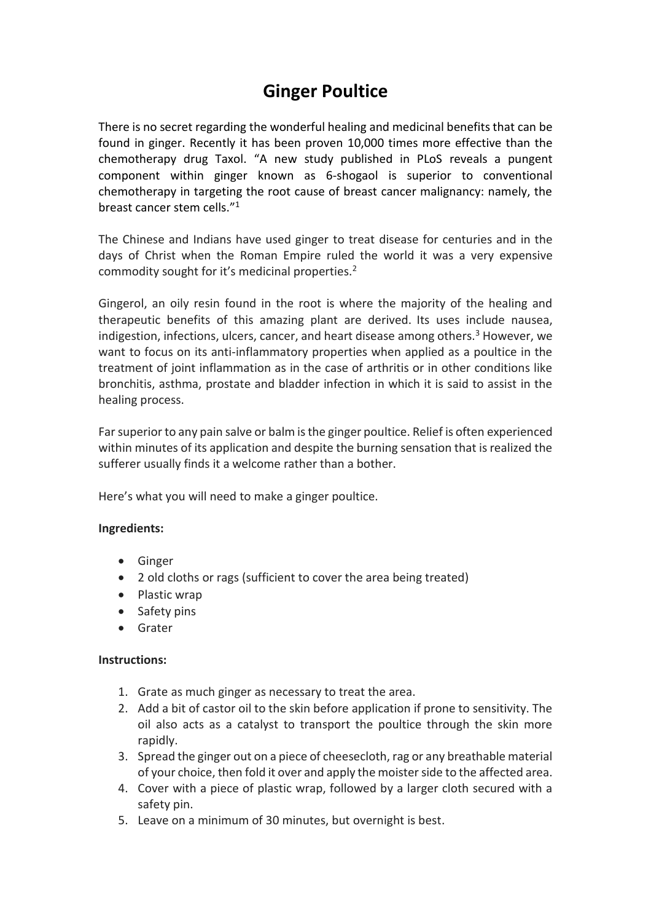# Ginger Poultice

There is no secret regarding the wonderful healing and medicinal benefits that can be found in ginger. Recently it has been proven 10,000 times more effective than the chemotherapy drug Taxol. "A new study published in PLoS reveals a pungent component within ginger known as 6-shogaol is superior to conventional chemotherapy in targeting the root cause of breast cancer malignancy: namely, the breast cancer stem cells."[1]

The Chinese and Indians have used ginger to treat disease for centuries and in the days of Christ when the Roman Empire ruled the world it was a very expensive commodity sought for it's medicinal properties.[2]

Gingerol, an oily resin found in the root is where the majority of the healing and therapeutic benefits of this amazing plant are derived. Its uses include nausea, indigestion, infections, ulcers, cancer, and heart disease among others.[3] However, we want to focus on its anti-inflammatory properties when applied as a poultice in the treatment of joint inflammation as in the case of arthritis or in other conditions like bronchitis, asthma, prostate and bladder infection in which it is said to assist in the healing process.

Far superior to any pain salve or balm is the ginger poultice. Relief is often experienced within minutes of its application and despite the burning sensation that is realized the sufferer usually finds it a welcome rather than a bother.

Here's what you will need to make a ginger poultice.

**Ingredients:**

- Ginger
- 2 old cloths or rags (sufficient to cover the area being treated)
- Plastic wrap
- Safety pins
- Grater

**Instructions:**

1. Grate as much ginger as necessary to treat the area.
2. Add a bit of castor oil to the skin before application if prone to sensitivity. The oil also acts as a catalyst to transport the poultice through the skin more rapidly.
3. Spread the ginger out on a piece of cheesecloth, rag or any breathable material of your choice, then fold it over and apply the moister side to the affected area.
4. Cover with a piece of plastic wrap, followed by a larger cloth secured with a safety pin.
5. Leave on a minimum of 30 minutes, but overnight is best.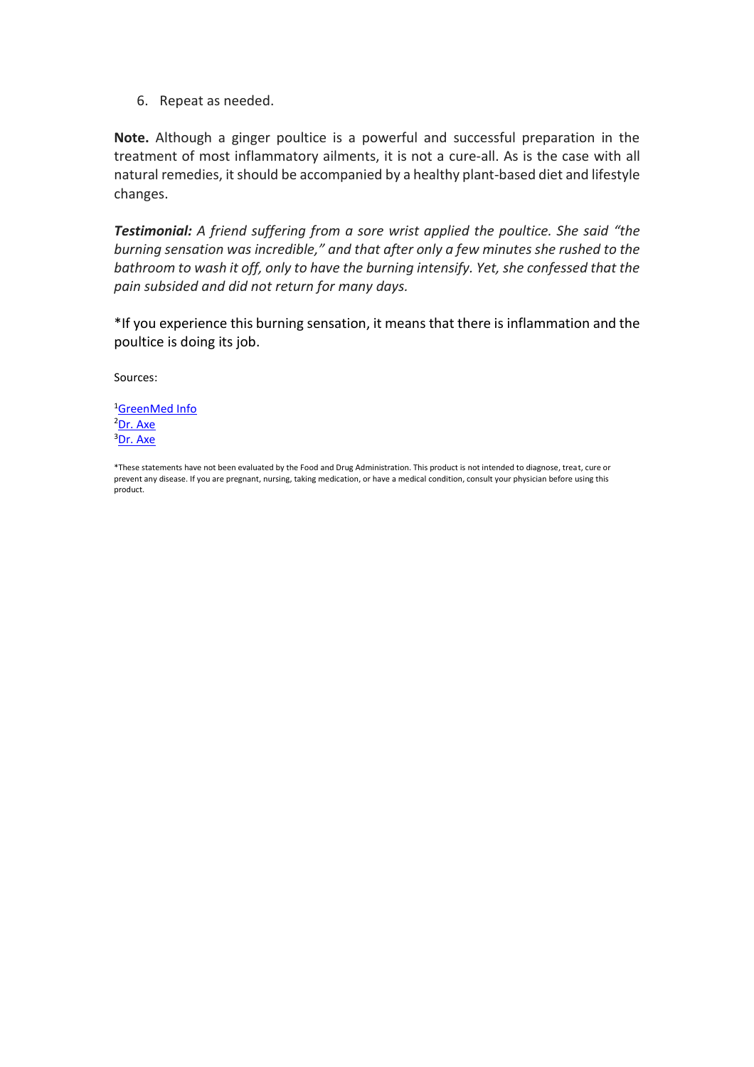6. Repeat as needed.

**Note.** Although a ginger poultice is a powerful and successful preparation in the treatment of most inflammatory ailments, it is not a cure-all. As is the case with all natural remedies, it should be accompanied by a healthy plant-based diet and lifestyle changes.

***Testimonial:*** *A friend suffering from a sore wrist applied the poultice. She said "the burning sensation was incredible," and that after only a few minutes she rushed to the bathroom to wash it off, only to have the burning intensify. Yet, she confessed that the pain subsided and did not return for many days.*

*If you experience this burning sensation, it means that there is inflammation and the poultice is doing its job.

Sources:

[1]GreenMed Info
[2]Dr. Axe
[3]Dr. Axe

*These statements have not been evaluated by the Food and Drug Administration. This product is not intended to diagnose, treat, cure or prevent any disease. If you are pregnant, nursing, taking medication, or have a medical condition, consult your physician before using this product.